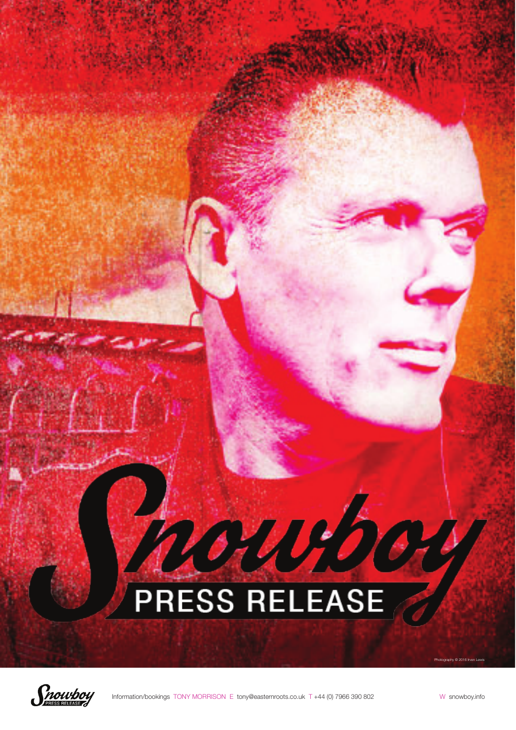# Snowboy

## PRESS RELEASE

Photography © 2016 Irven Lewis

Information/bookings TONY MORRISON E tony@easternroots.co.uk T +44 (0) 7966 390 802

W snowboy.info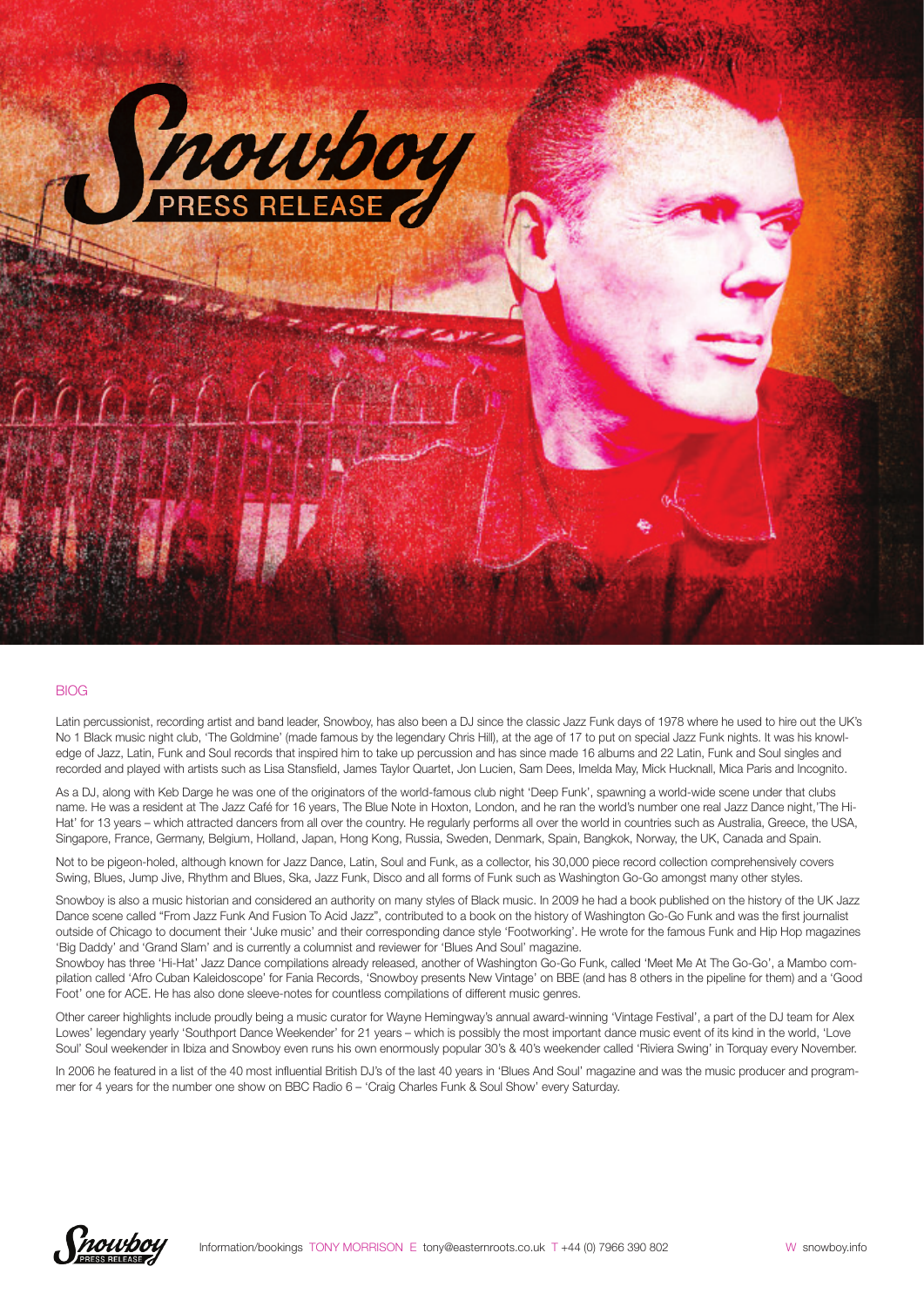# Snowboy PRESS RELEASE

## BIOG

Latin percussionist, recording artist and band leader, Snowboy, has also been a DJ since the classic Jazz Funk days of 1978 where he used to hire out the UK's No 1 Black music night club, 'The Goldmine' (made famous by the legendary Chris Hill), at the age of 17 to put on special Jazz Funk nights. It was his knowledge of Jazz, Latin, Funk and Soul records that inspired him to take up percussion and has since made 16 albums and 22 Latin, Funk and Soul singles and recorded and played with artists such as Lisa Stansfield, James Taylor Quartet, Jon Lucien, Sam Dees, Imelda May, Mick Hucknall, Mica Paris and Incognito.

As a DJ, along with Keb Darge he was one of the originators of the world-famous club night 'Deep Funk', spawning a world-wide scene under that clubs name. He was a resident at The Jazz Café for 16 years, The Blue Note in Hoxton, London, and he ran the world's number one real Jazz Dance night,'The Hi-Hat' for 13 years – which attracted dancers from all over the country. He regularly performs all over the world in countries such as Australia, Greece, the USA, Singapore, France, Germany, Belgium, Holland, Japan, Hong Kong, Russia, Sweden, Denmark, Spain, Bangkok, Norway, the UK, Canada and Spain.

Not to be pigeon-holed, although known for Jazz Dance, Latin, Soul and Funk, as a collector, his 30,000 piece record collection comprehensively covers Swing, Blues, Jump Jive, Rhythm and Blues, Ska, Jazz Funk, Disco and all forms of Funk such as Washington Go-Go amongst many other styles.

Snowboy is also a music historian and considered an authority on many styles of Black music. In 2009 he had a book published on the history of the UK Jazz Dance scene called "From Jazz Funk And Fusion To Acid Jazz", contributed to a book on the history of Washington Go-Go Funk and was the first journalist outside of Chicago to document their 'Juke music' and their corresponding dance style 'Footworking'. He wrote for the famous Funk and Hip Hop magazines 'Big Daddy' and 'Grand Slam' and is currently a columnist and reviewer for 'Blues And Soul' magazine.

Snowboy has three 'Hi-Hat' Jazz Dance compilations already released, another of Washington Go-Go Funk, called 'Meet Me At The Go-Go', a Mambo compilation called 'Afro Cuban Kaleidoscope' for Fania Records, 'Snowboy presents New Vintage' on BBE (and has 8 others in the pipeline for them) and a 'Good Foot' one for ACE. He has also done sleeve-notes for countless compilations of different music genres.

Other career highlights include proudly being a music curator for Wayne Hemingway's annual award-winning 'Vintage Festival', a part of the DJ team for Alex Lowes' legendary yearly 'Southport Dance Weekender' for 21 years – which is possibly the most important dance music event of its kind in the world, 'Love Soul' Soul weekender in Ibiza and Snowboy even runs his own enormously popular 30's & 40's weekender called 'Riviera Swing' in Torquay every November.

In 2006 he featured in a list of the 40 most influential British DJ's of the last 40 years in 'Blues And Soul' magazine and was the music producer and programmer for 4 years for the number one show on BBC Radio 6 – 'Craig Charles Funk & Soul Show' every Saturday.

Information/bookings TONY MORRISON E tony@easternroots.co.uk T +44 (0) 7966 390 802 W snowboy.info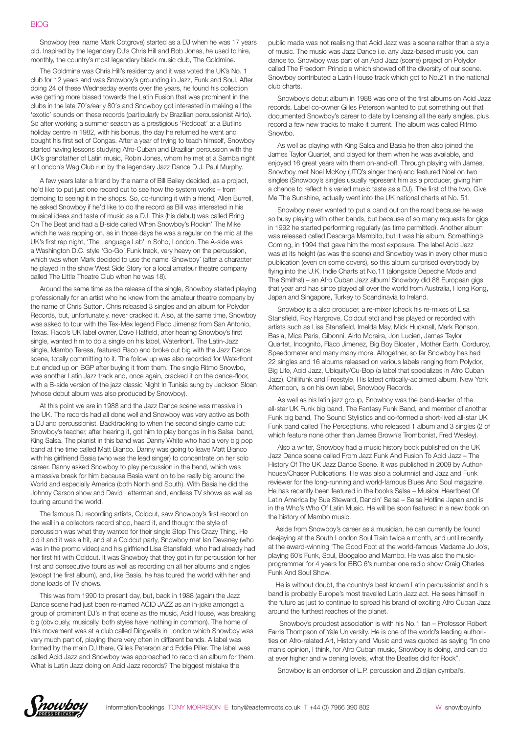# BIOG

Snowboy (real name Mark Cotgrove) started as a DJ when he was 17 years old. Inspired by the legendary DJ's Chris Hill and Bob Jones, he used to hire, monthly, the country's most legendary black music club, The Goldmine.

The Goldmine was Chris Hill's residency and it was voted the UK's No. 1 club for 12 years and was Snowboy's grounding in Jazz, Funk and Soul. After doing 24 of these Wednesday events over the years, he found his collection was getting more biased towards the Latin Fusion that was prominent in the clubs in the late 70's/early 80's and Snowboy got interested in making all the 'exotic' sounds on these records (particularly by Brazilian percussionist Airto). So after working a summer season as a prestigious 'Redcoat' at a Butlins holiday centre in 1982, with his bonus, the day he returned he went and bought his first set of Congas. After a year of trying to teach himself, Snowboy started having lessons studying Afro-Cuban and Brazilian percussion with the UK's grandfather of Latin music, Robin Jones, whom he met at a Samba night at London's Wag Club run by the legendary Jazz Dance D.J. Paul Murphy.

A few years later a friend by the name of Bill Bailey decided, as a project, he'd like to put just one record out to see how the system works – from demoing to seeing it in the shops. So, co-funding it with a friend, Allen Burrell, he asked Snowboy if he'd like to do the record as Bill was interested in his musical ideas and taste of music as a DJ. This (his debut) was called Bring On The Beat and had a B-side called When Snowboy's Rockin' The Mike which he was rapping on, as in those days he was a regular on the mic at the UK's first rap night, 'The Language Lab' in Soho, London. The A-side was a Washington D.C. style 'Go-Go' Funk track, very heavy on the percussion, which was when Mark decided to use the name 'Snowboy' (after a character he played in the show West Side Story for a local amateur theatre company called The Little Theatre Club when he was 18).

Around the same time as the release of the single, Snowboy started playing professionally for an artist who he knew from the amateur theatre company by the name of Chris Sutton. Chris released 3 singles and an album for Polydor Records, but, unfortunately, never cracked it. Also, at the same time, Snowboy was asked to tour with the Tex-Mex legend Flaco Jimenez from San Antonio, Texas. Flaco's UK label owner, Dave Hatfield, after hearing Snowboy's first single, wanted him to do a single on his label, Waterfront. The Latin-Jazz single, Mambo Teresa, featured Flaco and broke out big with the Jazz Dance scene, totally committing to it. The follow up was also recorded for Waterfront but ended up on BGP after buying it from them. The single Ritmo Snowbo, was another Latin Jazz track and, once again, cracked it on the dance-floor, with a B-side version of the jazz classic Night In Tunisia sung by Jackson Sloan (whose debut album was also produced by Snowboy).

At this point we are in 1988 and the Jazz Dance scene was massive in the UK. The records had all done well and Snowboy was very active as both a DJ and percussionist. Backtracking to when the second single came out: Snowboy's teacher, after hearing it, got him to play bongos in his Salsa band, King Salsa. The pianist in this band was Danny White who had a very big pop band at the time called Matt Bianco. Danny was going to leave Matt Bianco with his girlfriend Basia (who was the lead singer) to concentrate on her solo career. Danny asked Snowboy to play percussion in the band, which was a massive break for him because Basia went on to be really big around the World and especially America (both North and South). With Basia he did the Johnny Carson show and David Letterman and, endless TV shows as well as touring around the world.

The famous DJ recording artists, Coldcut, saw Snowboy's first record on the wall in a collectors record shop, heard it, and thought the style of percussion was what they wanted for their single Stop This Crazy Thing. He did it and it was a hit, and at a Coldcut party, Snowboy met Ian Devaney (who was in the promo video) and his girlfriend Lisa Stansfield; who had already had her first hit with Coldcut. It was Snowboy that they got in for percussion for her first and consecutive tours as well as recording on all her albums and singles (except the first album), and, like Basia, he has toured the world with her and done loads of TV shows.

This was from 1990 to present day, but, back in 1988 (again) the Jazz Dance scene had just been re-named ACID JAZZ as an in-joke amongst a group of prominent DJ's in that scene as the music, Acid House, was breaking big (obviously, musically, both styles have nothing in common). The home of this movement was at a club called Dingwalls in London which Snowboy was very much part of, playing there very often in different bands. A label was formed by the main DJ there, Gilles Peterson and Eddie Piller. The label was called Acid Jazz and Snowboy was approached to record an album for them. What is Latin Jazz doing on Acid Jazz records? The biggest mistake the public made was not realising that Acid Jazz was a scene rather than a style of music. The music was Jazz Dance i.e. any Jazz-based music you can dance to. Snowboy was part of an Acid Jazz (scene) project on Polydor called The Freedom Principle which showed off the diversity of our scene. Snowboy contributed a Latin House track which got to No.21 in the national club charts.

Snowboy's debut album in 1988 was one of the first albums on Acid Jazz records. Label co-owner Gilles Peterson wanted to put something out that documented Snowboy's career to date by licensing all the early singles, plus record a few new tracks to make it current. The album was called Ritmo Snowbo.

As well as playing with King Salsa and Basia he then also joined the James Taylor Quartet, and played for them when he was available, and enjoyed 16 great years with them on-and-off. Through playing with James, Snowboy met Noel McKoy (JTQ's singer then) and featured Noel on two singles (Snowboy's singles usually represent him as a producer, giving him a chance to reflect his varied music taste as a DJ). The first of the two, Give Me The Sunshine, actually went into the UK national charts at No. 51.

Snowboy never wanted to put a band out on the road because he was so busy playing with other bands, but because of so many requests for gigs in 1992 he started performing regularly (as time permitted). Another album was released called Descarga Mambito, but it was his album, Something's Coming, in 1994 that gave him the most exposure. The label Acid Jazz was at its height (as was the scene) and Snowboy was in every other music publication (even on some covers), so this album surprised everybody by flying into the U.K. Indie Charts at No.11 (alongside Depeche Mode and The Smiths!) – an Afro Cuban Jazz album! Snowboy did 88 European gigs that year and has since played all over the world from Australia, Hong Kong, Japan and Singapore, Turkey to Scandinavia to Ireland.

Snowboy is a also producer, a re-mixer (check his re-mixes of Lisa Stansfield, Roy Hargrove, Coldcut etc) and has played or recorded with artists such as Lisa Stansfield, Imelda May, Mick Hucknall, Mark Ronson, Basia, Mica Paris, Gibonni, Airto Moreira, Jon Lucien, James Taylor Quartet, Incognito, Flaco Jimenez, Big Boy Bloater , Mother Earth, Corduroy, Speedometer and many many more. Altogether, so far Snowboy has had 22 singles and 16 albums released on various labels ranging from Polydor, Big Life, Acid Jazz, Ubiquity/Cu-Bop (a label that specializes in Afro Cuban Jazz), Chillifunk and Freestyle. His latest critically-aclaimed album, New York Afternoon, is on his own label, Snowboy Records.

As well as his latin jazz group, Snowboy was the band-leader of the all-star UK Funk big band, The Fantasy Funk Band, and member of another Funk big band, The Sound Stylistics and co-formed a short-lived all-star UK Funk band called The Perceptions, who released 1 album and 3 singles (2 of which feature none other than James Brown's Trombonist, Fred Wesley).

Also a writer, Snowboy had a music history book published on the UK Jazz Dance scene called From Jazz Funk And Fusion To Acid Jazz – The History Of The UK Jazz Dance Scene. It was published in 2009 by Author-house/Chaser Publications. He was also a columnist and Jazz and Funk reviewer for the long-running and world-famous Blues And Soul magazine. He has recently been featured in the books Salsa – Musical Heartbeat Of Latin America by Sue Steward, Dancin' Salsa – Salsa Hotline Japan and is in the Who's Who Of Latin Music. He will be soon featured in a new book on the history of Mambo music.

Aside from Snowboy's career as a musician, he can currently be found deejaying at the South London Soul Train twice a month, and until recently at the award-winning 'The Good Foot at the world-famous Madame Jo Jo's, playing 60's Funk, Soul, Boogaloo and Mambo. He was also the music-programmer for 4 years for BBC 6's number one radio show Craig Charles Funk And Soul Show.

He is without doubt, the country's best known Latin percussionist and his band is probably Europe's most travelled Latin Jazz act. He sees himself in the future as just to continue to spread his brand of exciting Afro Cuban Jazz around the furthest reaches of the planet.

Snowboy's proudest association is with his No.1 fan – Professor Robert Farris Thompson of Yale University. He is one of the world's leading authorities on Afro-related Art, History and Music and was quoted as saying "In one man's opinion, I think, for Afro Cuban music, Snowboy is doing, and can do at ever higher and widening levels, what the Beatles did for Rock".

Snowboy is an endorser of L.P. percussion and Zildjian cymbal's.

Snowboy PRESS RELEASE

Information/bookings TONY MORRISON E tony@easternroots.co.uk T +44 (0) 7966 390 802 W snowboy.info